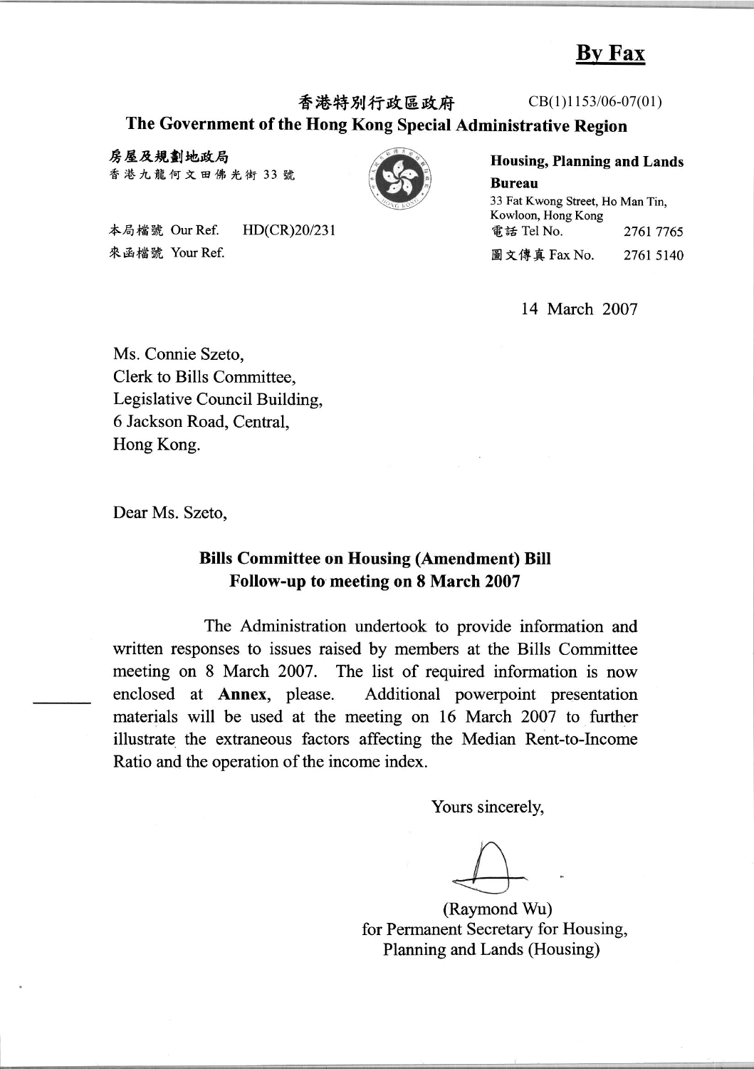**By Fax**

香港特別行政區政府 CB(1)1153/06-07(01)

**The Government of the Hong Kong Special Administrative Region**

**房屋及規劃地政局**
香港九龍何文田佛光街 33 號

**Housing, Planning and Lands Bureau**
33 Fat Kwong Street, Ho Man Tin, Kowloon, Hong Kong

本局檔號 Our Ref. HD(CR)20/231
來函檔號 Your Ref.

電話 Tel No. 2761 7765
圖文傳真 Fax No. 2761 5140

14 March 2007

Ms. Connie Szeto,
Clerk to Bills Committee,
Legislative Council Building,
6 Jackson Road, Central,
Hong Kong.

Dear Ms. Szeto,

**Bills Committee on Housing (Amendment) Bill**
**Follow-up to meeting on 8 March 2007**

The Administration undertook to provide information and written responses to issues raised by members at the Bills Committee meeting on 8 March 2007. The list of required information is now enclosed at **Annex**, please. Additional powerpoint presentation materials will be used at the meeting on 16 March 2007 to further illustrate the extraneous factors affecting the Median Rent-to-Income Ratio and the operation of the income index.

Yours sincerely,

(Raymond Wu)
for Permanent Secretary for Housing,
Planning and Lands (Housing)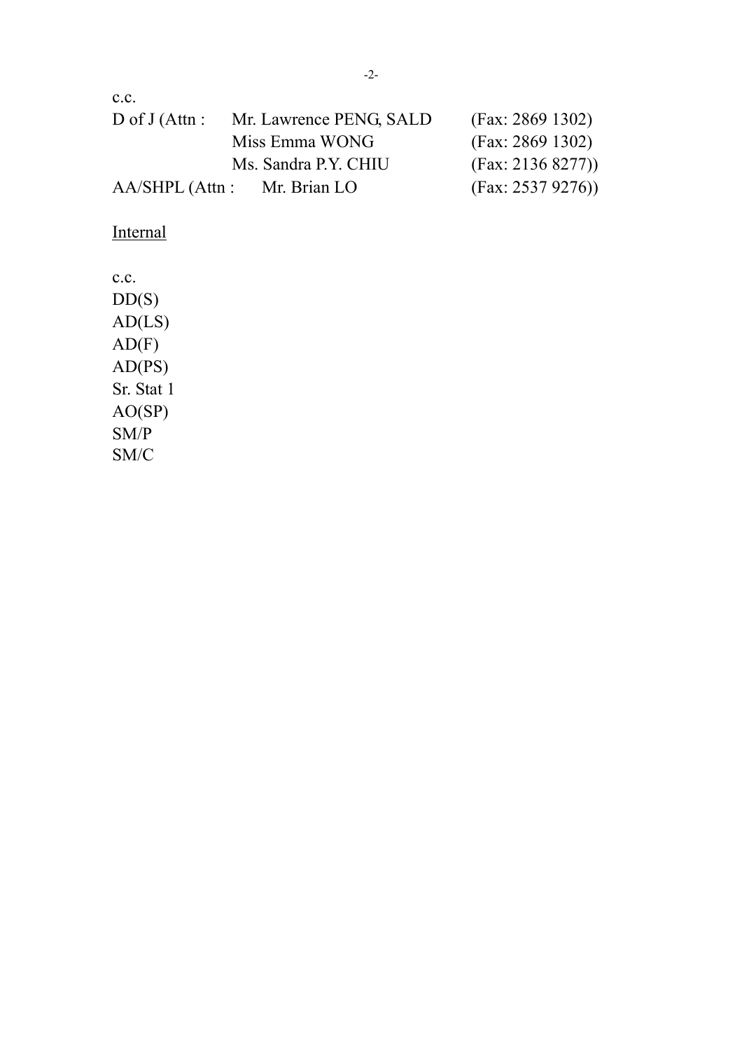c.c.

| | | |
|---|---|---|
| D of J (Attn : | Mr. Lawrence PENG, SALD | (Fax: 2869 1302) |
| | Miss Emma WONG | (Fax: 2869 1302) |
| | Ms. Sandra P.Y. CHIU | (Fax: 2136 8277)) |
| AA/SHPL (Attn : | Mr. Brian LO | (Fax: 2537 9276)) |

<u>Internal</u>

c.c.
DD(S)
AD(LS)
AD(F)
AD(PS)
Sr. Stat 1
AO(SP)
SM/P
SM/C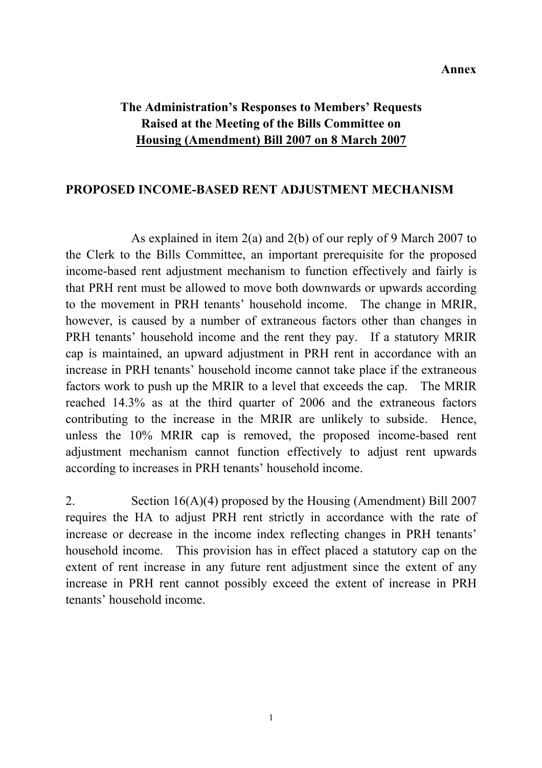**Annex**

**The Administration's Responses to Members' Requests Raised at the Meeting of the Bills Committee on Housing (Amendment) Bill 2007 on 8 March 2007**

**PROPOSED INCOME-BASED RENT ADJUSTMENT MECHANISM**

As explained in item 2(a) and 2(b) of our reply of 9 March 2007 to the Clerk to the Bills Committee, an important prerequisite for the proposed income-based rent adjustment mechanism to function effectively and fairly is that PRH rent must be allowed to move both downwards or upwards according to the movement in PRH tenants' household income. The change in MRIR, however, is caused by a number of extraneous factors other than changes in PRH tenants' household income and the rent they pay. If a statutory MRIR cap is maintained, an upward adjustment in PRH rent in accordance with an increase in PRH tenants' household income cannot take place if the extraneous factors work to push up the MRIR to a level that exceeds the cap. The MRIR reached 14.3% as at the third quarter of 2006 and the extraneous factors contributing to the increase in the MRIR are unlikely to subside. Hence, unless the 10% MRIR cap is removed, the proposed income-based rent adjustment mechanism cannot function effectively to adjust rent upwards according to increases in PRH tenants' household income.

2. Section 16(A)(4) proposed by the Housing (Amendment) Bill 2007 requires the HA to adjust PRH rent strictly in accordance with the rate of increase or decrease in the income index reflecting changes in PRH tenants' household income. This provision has in effect placed a statutory cap on the extent of rent increase in any future rent adjustment since the extent of any increase in PRH rent cannot possibly exceed the extent of increase in PRH tenants' household income.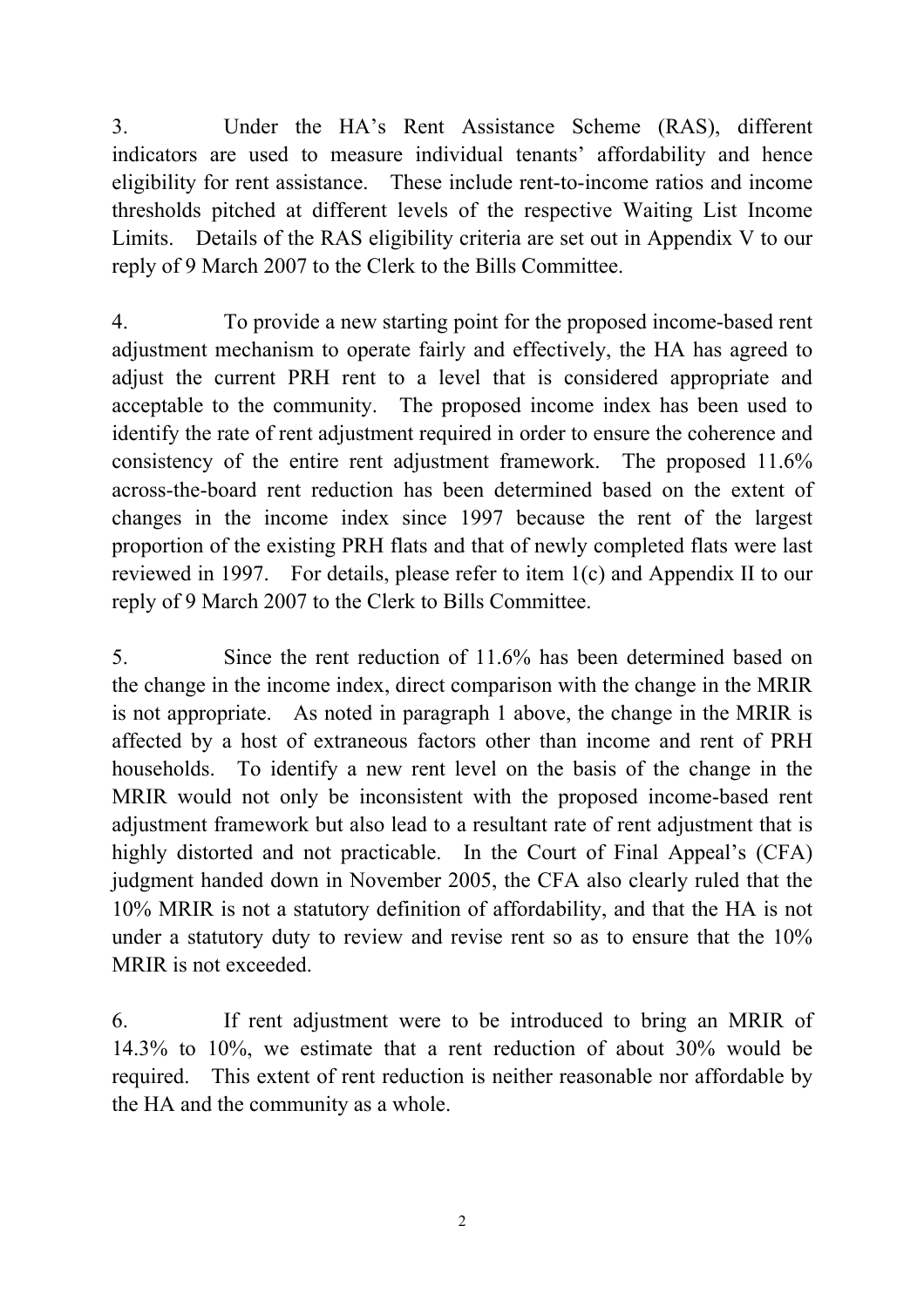3. Under the HA's Rent Assistance Scheme (RAS), different indicators are used to measure individual tenants' affordability and hence eligibility for rent assistance. These include rent-to-income ratios and income thresholds pitched at different levels of the respective Waiting List Income Limits. Details of the RAS eligibility criteria are set out in Appendix V to our reply of 9 March 2007 to the Clerk to the Bills Committee.

4. To provide a new starting point for the proposed income-based rent adjustment mechanism to operate fairly and effectively, the HA has agreed to adjust the current PRH rent to a level that is considered appropriate and acceptable to the community. The proposed income index has been used to identify the rate of rent adjustment required in order to ensure the coherence and consistency of the entire rent adjustment framework. The proposed 11.6% across-the-board rent reduction has been determined based on the extent of changes in the income index since 1997 because the rent of the largest proportion of the existing PRH flats and that of newly completed flats were last reviewed in 1997. For details, please refer to item 1(c) and Appendix II to our reply of 9 March 2007 to the Clerk to Bills Committee.

5. Since the rent reduction of 11.6% has been determined based on the change in the income index, direct comparison with the change in the MRIR is not appropriate. As noted in paragraph 1 above, the change in the MRIR is affected by a host of extraneous factors other than income and rent of PRH households. To identify a new rent level on the basis of the change in the MRIR would not only be inconsistent with the proposed income-based rent adjustment framework but also lead to a resultant rate of rent adjustment that is highly distorted and not practicable. In the Court of Final Appeal's (CFA) judgment handed down in November 2005, the CFA also clearly ruled that the 10% MRIR is not a statutory definition of affordability, and that the HA is not under a statutory duty to review and revise rent so as to ensure that the 10% MRIR is not exceeded.

6. If rent adjustment were to be introduced to bring an MRIR of 14.3% to 10%, we estimate that a rent reduction of about 30% would be required. This extent of rent reduction is neither reasonable nor affordable by the HA and the community as a whole.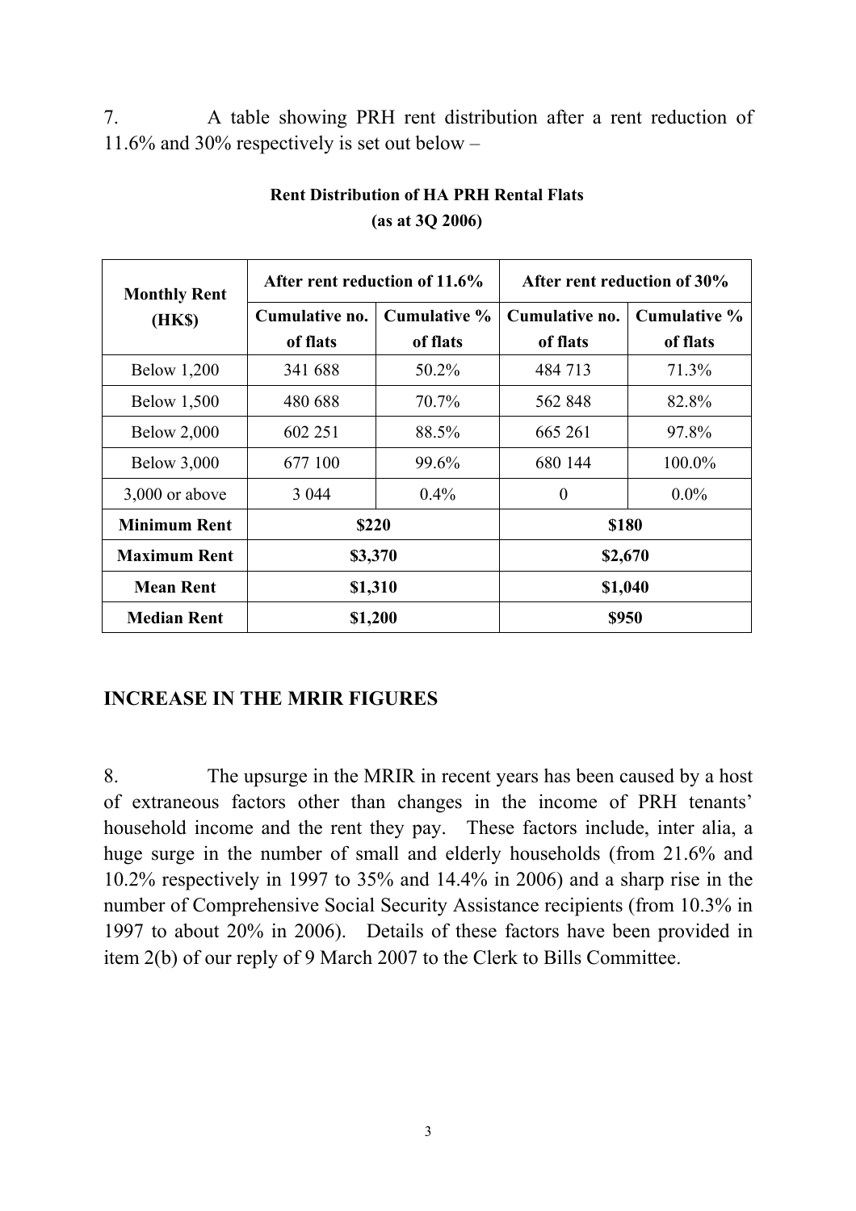7. A table showing PRH rent distribution after a rent reduction of 11.6% and 30% respectively is set out below –

**Rent Distribution of HA PRH Rental Flats**
**(as at 3Q 2006)**

| Monthly Rent (HK$) | After rent reduction of 11.6% | | After rent reduction of 30% | |
|---|---|---|---|---|
| | Cumulative no. of flats | Cumulative % of flats | Cumulative no. of flats | Cumulative % of flats |
| Below 1,200 | 341 688 | 50.2% | 484 713 | 71.3% |
| Below 1,500 | 480 688 | 70.7% | 562 848 | 82.8% |
| Below 2,000 | 602 251 | 88.5% | 665 261 | 97.8% |
| Below 3,000 | 677 100 | 99.6% | 680 144 | 100.0% |
| 3,000 or above | 3 044 | 0.4% | 0 | 0.0% |
| **Minimum Rent** | **$220** | | **$180** | |
| **Maximum Rent** | **$3,370** | | **$2,670** | |
| **Mean Rent** | **$1,310** | | **$1,040** | |
| **Median Rent** | **$1,200** | | **$950** | |

## INCREASE IN THE MRIR FIGURES

8. The upsurge in the MRIR in recent years has been caused by a host of extraneous factors other than changes in the income of PRH tenants' household income and the rent they pay. These factors include, inter alia, a huge surge in the number of small and elderly households (from 21.6% and 10.2% respectively in 1997 to 35% and 14.4% in 2006) and a sharp rise in the number of Comprehensive Social Security Assistance recipients (from 10.3% in 1997 to about 20% in 2006). Details of these factors have been provided in item 2(b) of our reply of 9 March 2007 to the Clerk to Bills Committee.